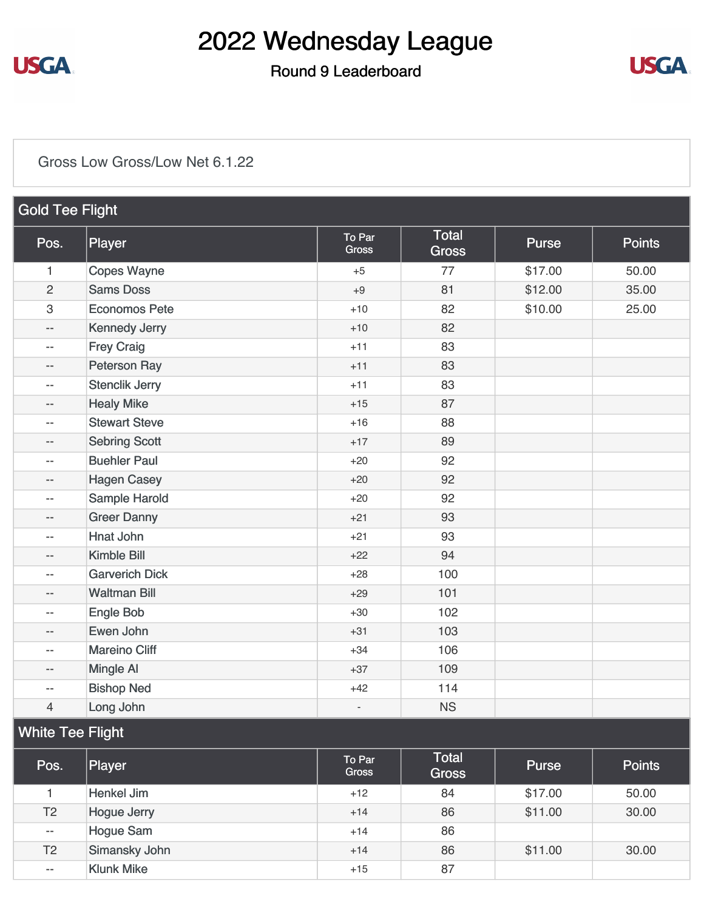# 2022 Wednesday League

## Round 9 Leaderboard

Gross Low Gross/Low Net 6.1.22

### Gold Tee Flight

| Pos. | Player | To Par Gross | Total Gross | Purse | Points |
|---|---|---|---|---|---|
| 1 | Copes Wayne | +5 | 77 | $17.00 | 50.00 |
| 2 | Sams Doss | +9 | 81 | $12.00 | 35.00 |
| 3 | Economos Pete | +10 | 82 | $10.00 | 25.00 |
| -- | Kennedy Jerry | +10 | 82 | | |
| -- | Frey Craig | +11 | 83 | | |
| -- | Peterson Ray | +11 | 83 | | |
| -- | Stenclik Jerry | +11 | 83 | | |
| -- | Healy Mike | +15 | 87 | | |
| -- | Stewart Steve | +16 | 88 | | |
| -- | Sebring Scott | +17 | 89 | | |
| -- | Buehler Paul | +20 | 92 | | |
| -- | Hagen Casey | +20 | 92 | | |
| -- | Sample Harold | +20 | 92 | | |
| -- | Greer Danny | +21 | 93 | | |
| -- | Hnat John | +21 | 93 | | |
| -- | Kimble Bill | +22 | 94 | | |
| -- | Garverich Dick | +28 | 100 | | |
| -- | Waltman Bill | +29 | 101 | | |
| -- | Engle Bob | +30 | 102 | | |
| -- | Ewen John | +31 | 103 | | |
| -- | Mareino Cliff | +34 | 106 | | |
| -- | Mingle Al | +37 | 109 | | |
| -- | Bishop Ned | +42 | 114 | | |
| 4 | Long John | - | NS | | |

### White Tee Flight

| Pos. | Player | To Par Gross | Total Gross | Purse | Points |
|---|---|---|---|---|---|
| 1 | Henkel Jim | +12 | 84 | $17.00 | 50.00 |
| T2 | Hogue Jerry | +14 | 86 | $11.00 | 30.00 |
| -- | Hogue Sam | +14 | 86 | | |
| T2 | Simansky John | +14 | 86 | $11.00 | 30.00 |
| -- | Klunk Mike | +15 | 87 | | |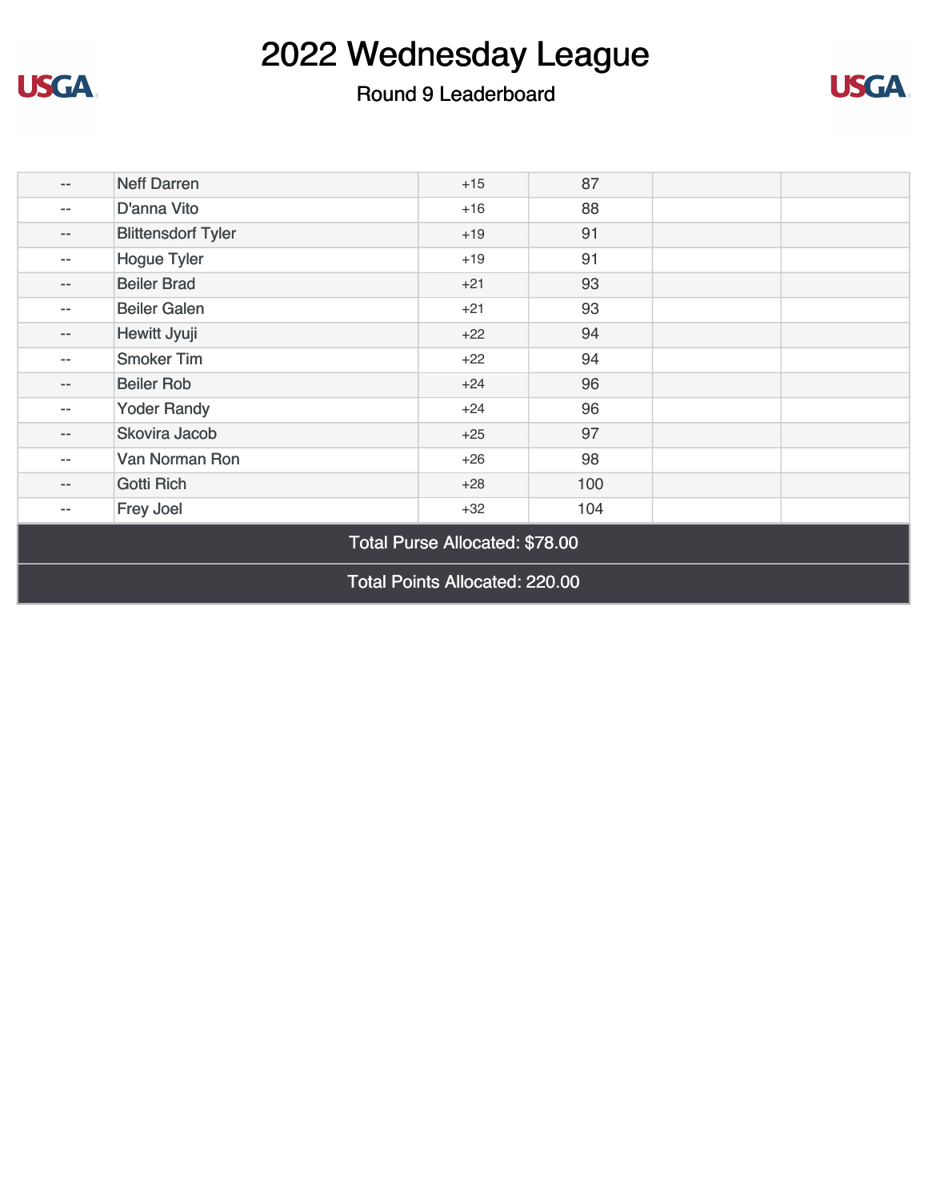# 2022 Wednesday League

## Round 9 Leaderboard

| | | | | | |
|---|---|---|---|---|---|
| -- | Neff Darren | +15 | 87 | | |
| -- | D'anna Vito | +16 | 88 | | |
| -- | Blittensdorf Tyler | +19 | 91 | | |
| -- | Hogue Tyler | +19 | 91 | | |
| -- | Beiler Brad | +21 | 93 | | |
| -- | Beiler Galen | +21 | 93 | | |
| -- | Hewitt Jyuji | +22 | 94 | | |
| -- | Smoker Tim | +22 | 94 | | |
| -- | Beiler Rob | +24 | 96 | | |
| -- | Yoder Randy | +24 | 96 | | |
| -- | Skovira Jacob | +25 | 97 | | |
| -- | Van Norman Ron | +26 | 98 | | |
| -- | Gotti Rich | +28 | 100 | | |
| -- | Frey Joel | +32 | 104 | | |

Total Purse Allocated: $78.00

Total Points Allocated: 220.00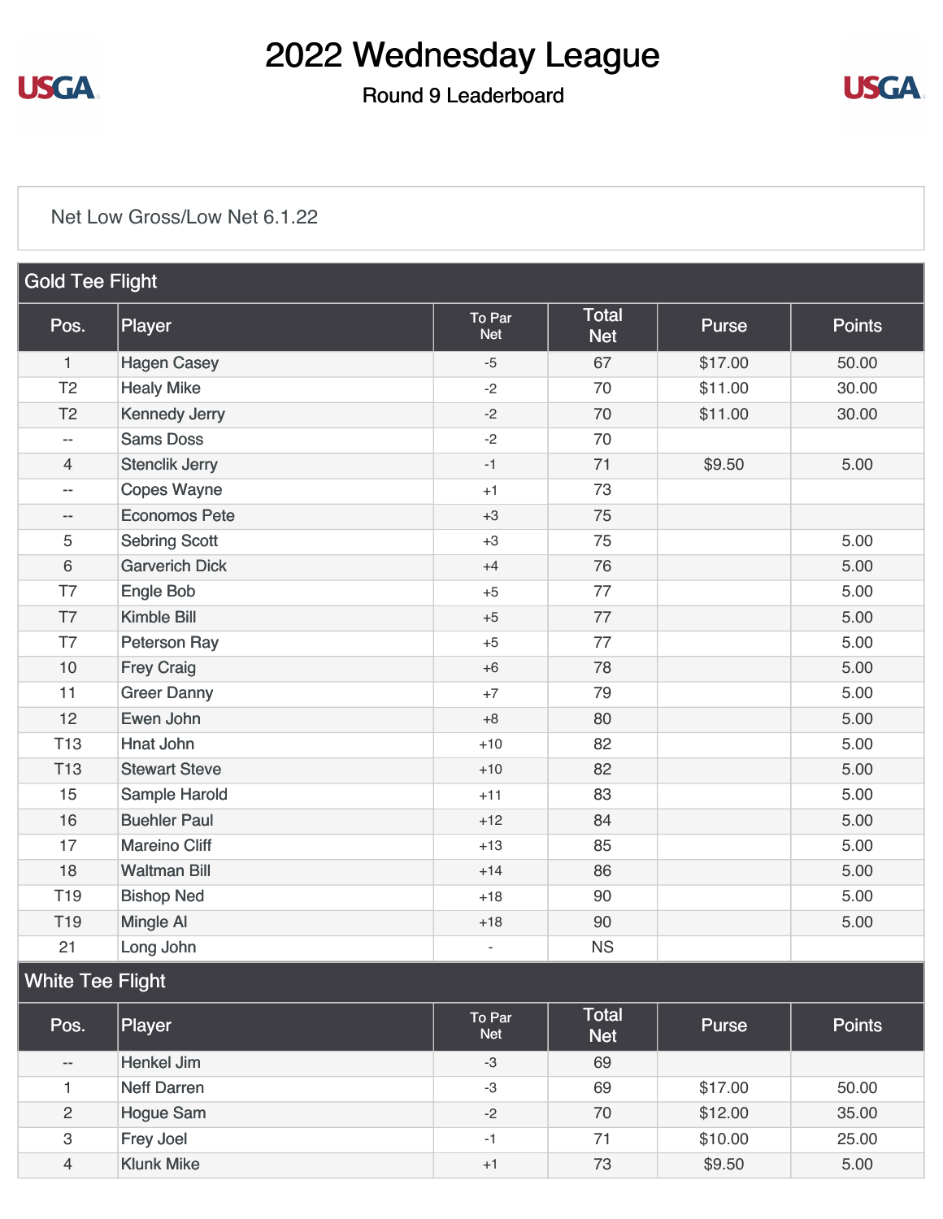# 2022 Wednesday League

## Round 9 Leaderboard

Net Low Gross/Low Net 6.1.22

### Gold Tee Flight

| Pos. | Player | To Par Net | Total Net | Purse | Points |
|---|---|---|---|---|---|
| 1 | Hagen Casey | -5 | 67 | $17.00 | 50.00 |
| T2 | Healy Mike | -2 | 70 | $11.00 | 30.00 |
| T2 | Kennedy Jerry | -2 | 70 | $11.00 | 30.00 |
| -- | Sams Doss | -2 | 70 | | |
| 4 | Stenclik Jerry | -1 | 71 | $9.50 | 5.00 |
| -- | Copes Wayne | +1 | 73 | | |
| -- | Economos Pete | +3 | 75 | | |
| 5 | Sebring Scott | +3 | 75 | | 5.00 |
| 6 | Garverich Dick | +4 | 76 | | 5.00 |
| T7 | Engle Bob | +5 | 77 | | 5.00 |
| T7 | Kimble Bill | +5 | 77 | | 5.00 |
| T7 | Peterson Ray | +5 | 77 | | 5.00 |
| 10 | Frey Craig | +6 | 78 | | 5.00 |
| 11 | Greer Danny | +7 | 79 | | 5.00 |
| 12 | Ewen John | +8 | 80 | | 5.00 |
| T13 | Hnat John | +10 | 82 | | 5.00 |
| T13 | Stewart Steve | +10 | 82 | | 5.00 |
| 15 | Sample Harold | +11 | 83 | | 5.00 |
| 16 | Buehler Paul | +12 | 84 | | 5.00 |
| 17 | Mareino Cliff | +13 | 85 | | 5.00 |
| 18 | Waltman Bill | +14 | 86 | | 5.00 |
| T19 | Bishop Ned | +18 | 90 | | 5.00 |
| T19 | Mingle Al | +18 | 90 | | 5.00 |
| 21 | Long John | - | NS | | |

### White Tee Flight

| Pos. | Player | To Par Net | Total Net | Purse | Points |
|---|---|---|---|---|---|
| -- | Henkel Jim | -3 | 69 | | |
| 1 | Neff Darren | -3 | 69 | $17.00 | 50.00 |
| 2 | Hogue Sam | -2 | 70 | $12.00 | 35.00 |
| 3 | Frey Joel | -1 | 71 | $10.00 | 25.00 |
| 4 | Klunk Mike | +1 | 73 | $9.50 | 5.00 |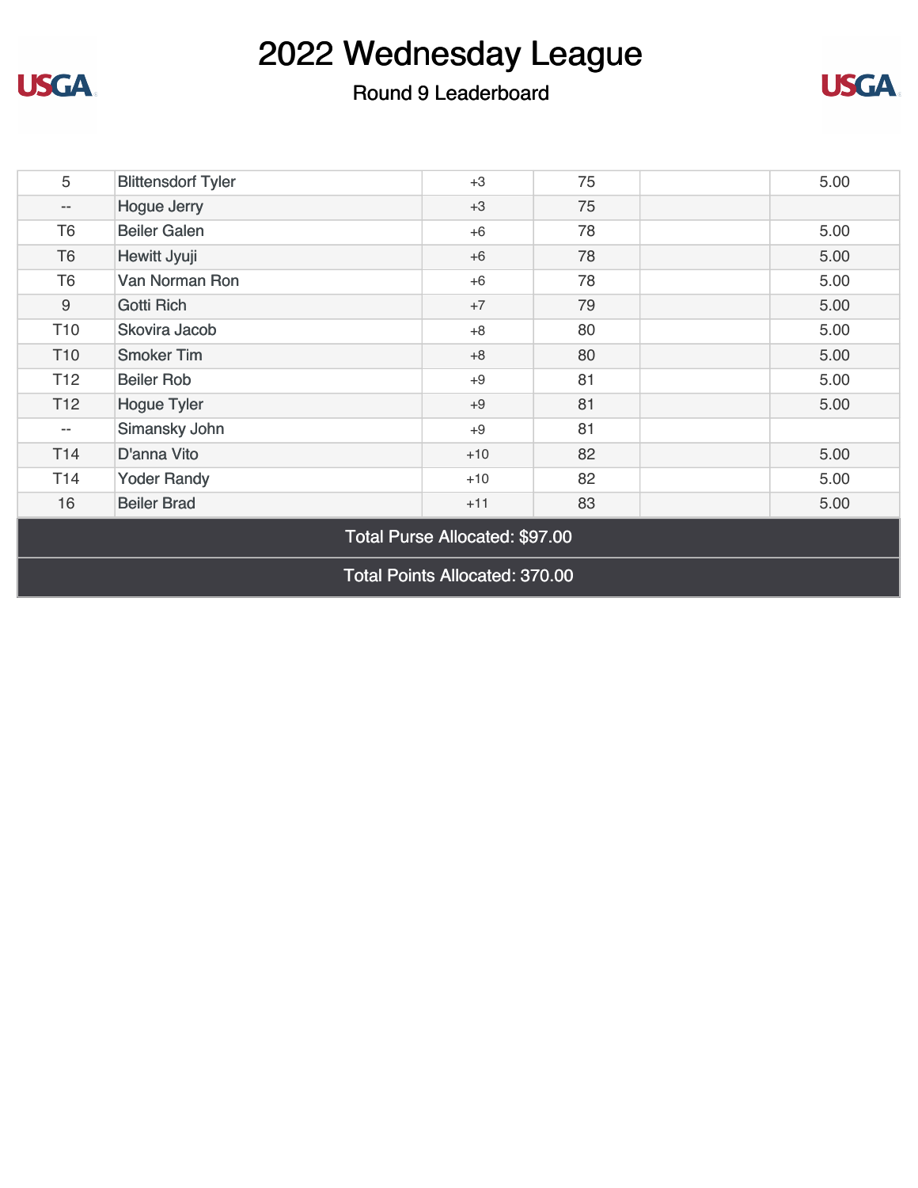# 2022 Wednesday League

## Round 9 Leaderboard

| | | | | | |
|---|---|---|---|---|---|
| 5 | Blittensdorf Tyler | +3 | 75 | | 5.00 |
| -- | Hogue Jerry | +3 | 75 | | |
| T6 | Beiler Galen | +6 | 78 | | 5.00 |
| T6 | Hewitt Jyuji | +6 | 78 | | 5.00 |
| T6 | Van Norman Ron | +6 | 78 | | 5.00 |
| 9 | Gotti Rich | +7 | 79 | | 5.00 |
| T10 | Skovira Jacob | +8 | 80 | | 5.00 |
| T10 | Smoker Tim | +8 | 80 | | 5.00 |
| T12 | Beiler Rob | +9 | 81 | | 5.00 |
| T12 | Hogue Tyler | +9 | 81 | | 5.00 |
| -- | Simansky John | +9 | 81 | | |
| T14 | D'anna Vito | +10 | 82 | | 5.00 |
| T14 | Yoder Randy | +10 | 82 | | 5.00 |
| 16 | Beiler Brad | +11 | 83 | | 5.00 |

Total Purse Allocated: $97.00

Total Points Allocated: 370.00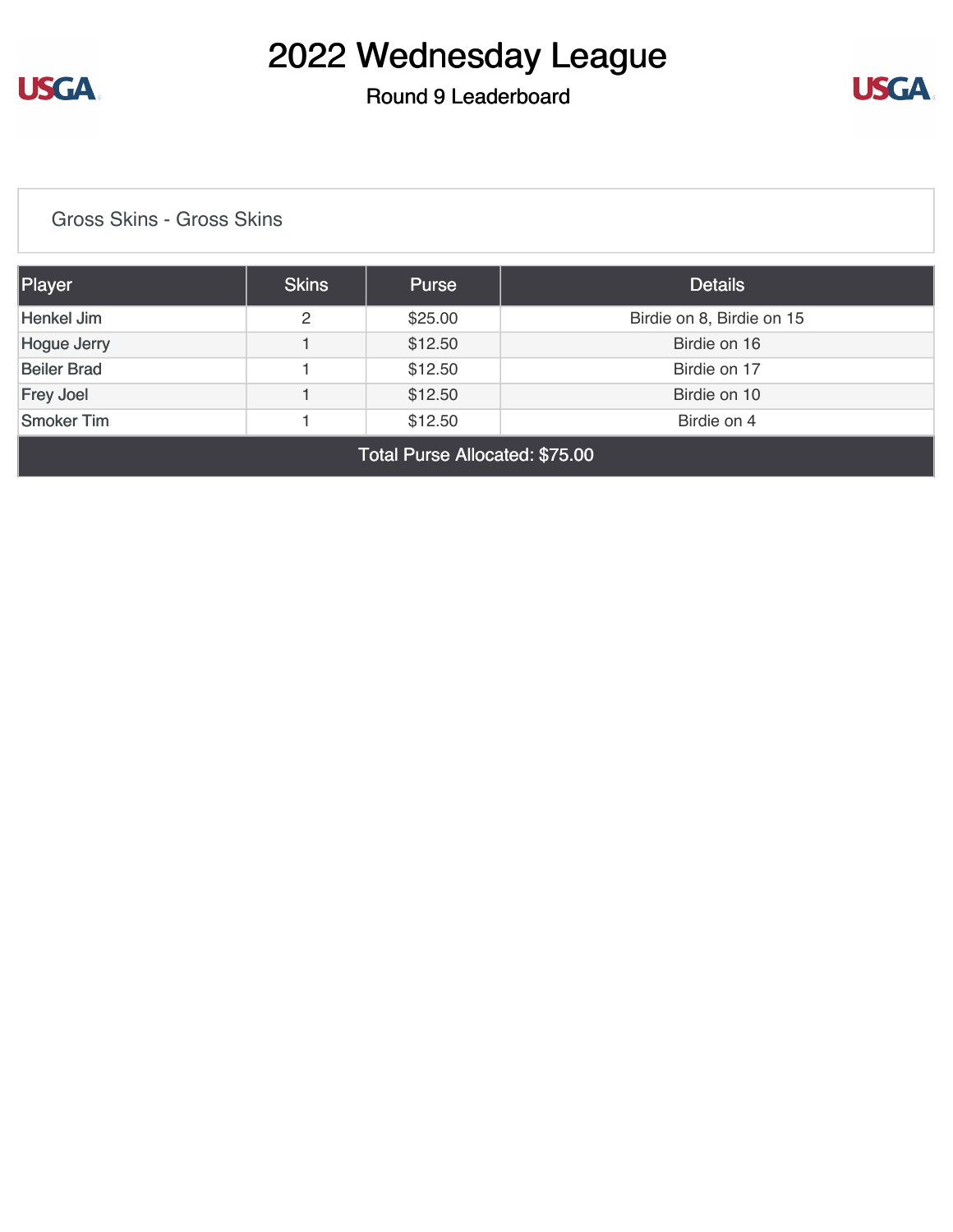# 2022 Wednesday League

## Round 9 Leaderboard

Gross Skins - Gross Skins

| Player | Skins | Purse | Details |
| --- | --- | --- | --- |
| Henkel Jim | 2 | $25.00 | Birdie on 8, Birdie on 15 |
| Hogue Jerry | 1 | $12.50 | Birdie on 16 |
| Beiler Brad | 1 | $12.50 | Birdie on 17 |
| Frey Joel | 1 | $12.50 | Birdie on 10 |
| Smoker Tim | 1 | $12.50 | Birdie on 4 |
| Total Purse Allocated: $75.00 | | | |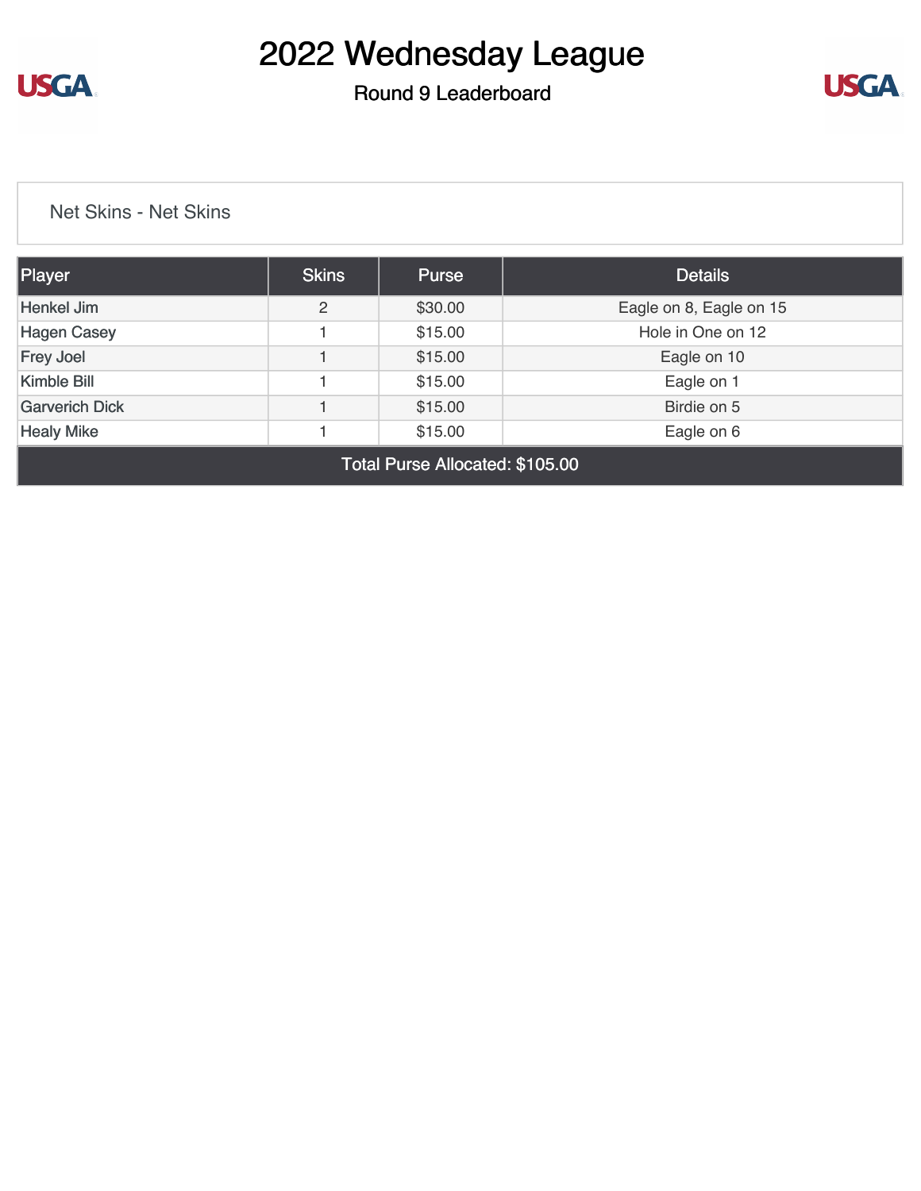# 2022 Wednesday League

## Round 9 Leaderboard

Net Skins - Net Skins

| Player | Skins | Purse | Details |
|---|---|---|---|
| Henkel Jim | 2 | $30.00 | Eagle on 8, Eagle on 15 |
| Hagen Casey | 1 | $15.00 | Hole in One on 12 |
| Frey Joel | 1 | $15.00 | Eagle on 10 |
| Kimble Bill | 1 | $15.00 | Eagle on 1 |
| Garverich Dick | 1 | $15.00 | Birdie on 5 |
| Healy Mike | 1 | $15.00 | Eagle on 6 |
| Total Purse Allocated: $105.00 | | | |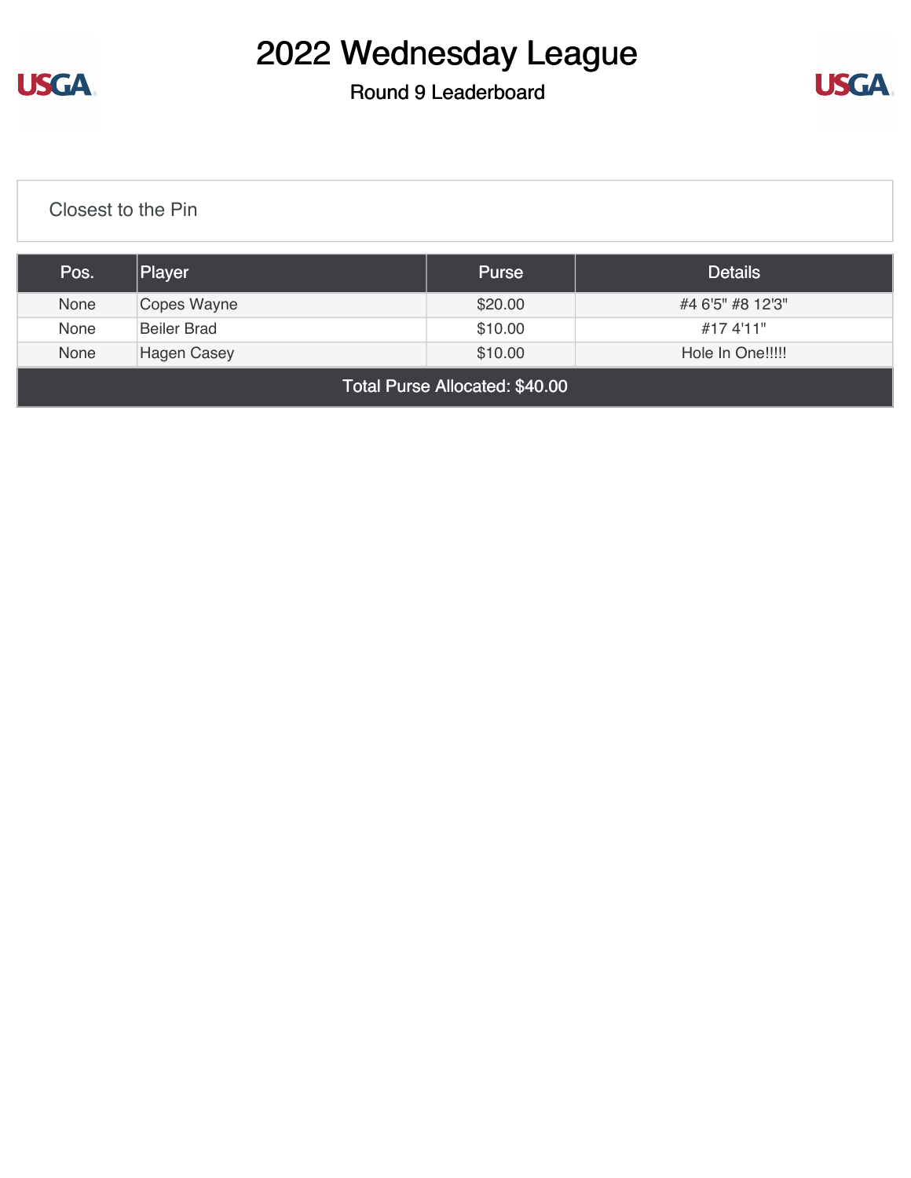# 2022 Wednesday League

## Round 9 Leaderboard

### Closest to the Pin

| Pos. | Player | Purse | Details |
|---|---|---|---|
| None | Copes Wayne | $20.00 | #4 6'5" #8 12'3" |
| None | Beiler Brad | $10.00 | #17 4'11" |
| None | Hagen Casey | $10.00 | Hole In One!!!!! |
| Total Purse Allocated: $40.00 | | | |